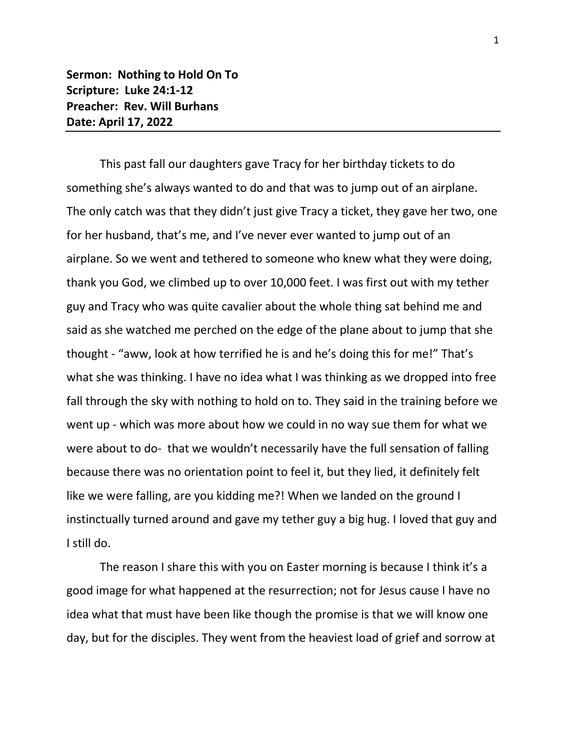**Sermon: Nothing to Hold On To**
**Scripture: Luke 24:1-12**
**Preacher: Rev. Will Burhans**
**Date: April 17, 2022**

---

This past fall our daughters gave Tracy for her birthday tickets to do something she's always wanted to do and that was to jump out of an airplane. The only catch was that they didn't just give Tracy a ticket, they gave her two, one for her husband, that's me, and I've never ever wanted to jump out of an airplane. So we went and tethered to someone who knew what they were doing, thank you God, we climbed up to over 10,000 feet. I was first out with my tether guy and Tracy who was quite cavalier about the whole thing sat behind me and said as she watched me perched on the edge of the plane about to jump that she thought - "aww, look at how terrified he is and he's doing this for me!" That's what she was thinking. I have no idea what I was thinking as we dropped into free fall through the sky with nothing to hold on to. They said in the training before we went up - which was more about how we could in no way sue them for what we were about to do- that we wouldn't necessarily have the full sensation of falling because there was no orientation point to feel it, but they lied, it definitely felt like we were falling, are you kidding me?! When we landed on the ground I instinctually turned around and gave my tether guy a big hug. I loved that guy and I still do.

The reason I share this with you on Easter morning is because I think it's a good image for what happened at the resurrection; not for Jesus cause I have no idea what that must have been like though the promise is that we will know one day, but for the disciples. They went from the heaviest load of grief and sorrow at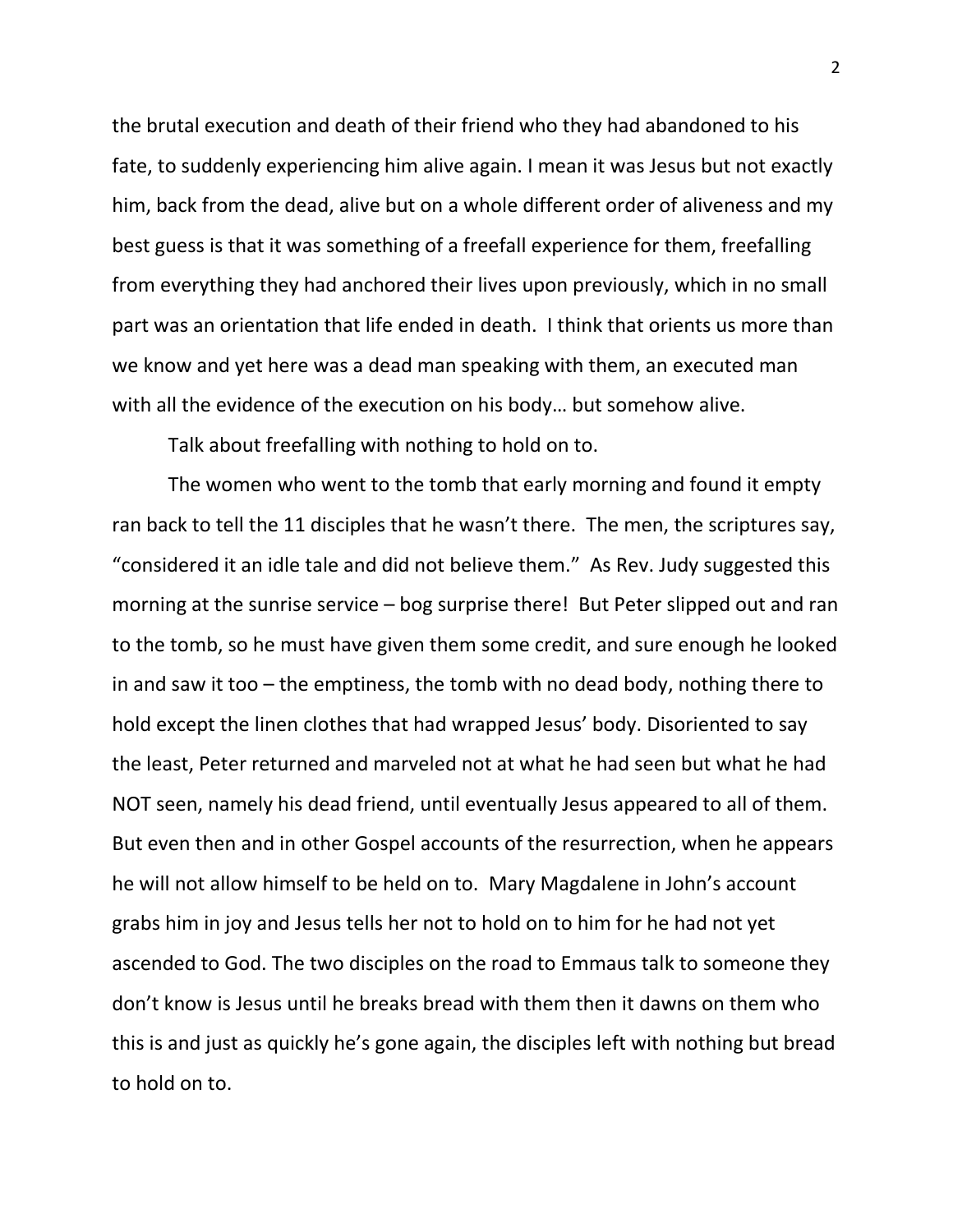the brutal execution and death of their friend who they had abandoned to his fate, to suddenly experiencing him alive again. I mean it was Jesus but not exactly him, back from the dead, alive but on a whole different order of aliveness and my best guess is that it was something of a freefall experience for them, freefalling from everything they had anchored their lives upon previously, which in no small part was an orientation that life ended in death. I think that orients us more than we know and yet here was a dead man speaking with them, an executed man with all the evidence of the execution on his body… but somehow alive.

Talk about freefalling with nothing to hold on to.

The women who went to the tomb that early morning and found it empty ran back to tell the 11 disciples that he wasn't there. The men, the scriptures say, "considered it an idle tale and did not believe them." As Rev. Judy suggested this morning at the sunrise service – bog surprise there! But Peter slipped out and ran to the tomb, so he must have given them some credit, and sure enough he looked in and saw it too – the emptiness, the tomb with no dead body, nothing there to hold except the linen clothes that had wrapped Jesus' body. Disoriented to say the least, Peter returned and marveled not at what he had seen but what he had NOT seen, namely his dead friend, until eventually Jesus appeared to all of them. But even then and in other Gospel accounts of the resurrection, when he appears he will not allow himself to be held on to. Mary Magdalene in John's account grabs him in joy and Jesus tells her not to hold on to him for he had not yet ascended to God. The two disciples on the road to Emmaus talk to someone they don't know is Jesus until he breaks bread with them then it dawns on them who this is and just as quickly he's gone again, the disciples left with nothing but bread to hold on to.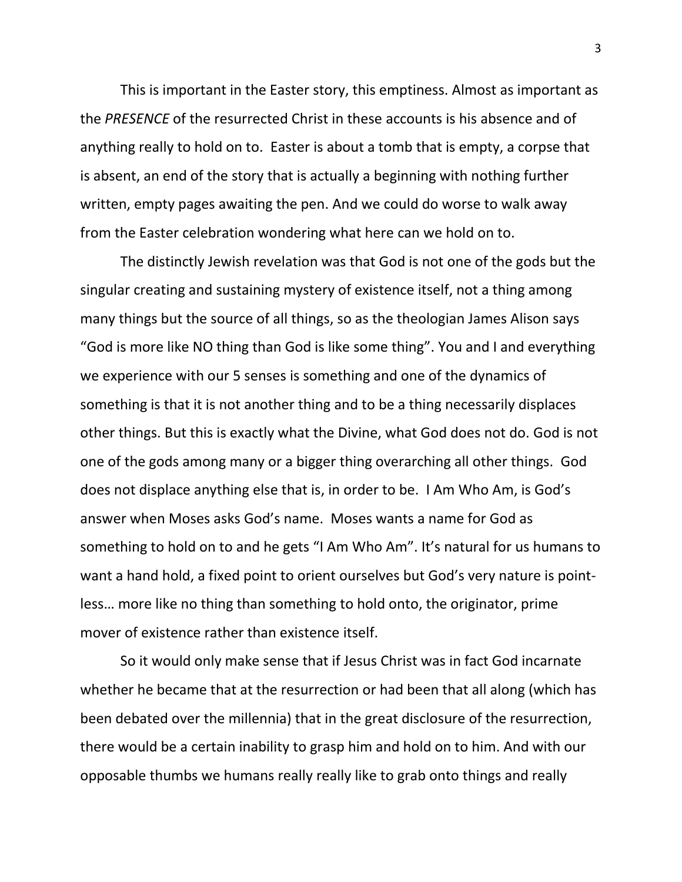This is important in the Easter story, this emptiness. Almost as important as the *PRESENCE* of the resurrected Christ in these accounts is his absence and of anything really to hold on to. Easter is about a tomb that is empty, a corpse that is absent, an end of the story that is actually a beginning with nothing further written, empty pages awaiting the pen. And we could do worse to walk away from the Easter celebration wondering what here can we hold on to.

The distinctly Jewish revelation was that God is not one of the gods but the singular creating and sustaining mystery of existence itself, not a thing among many things but the source of all things, so as the theologian James Alison says "God is more like NO thing than God is like some thing". You and I and everything we experience with our 5 senses is something and one of the dynamics of something is that it is not another thing and to be a thing necessarily displaces other things. But this is exactly what the Divine, what God does not do. God is not one of the gods among many or a bigger thing overarching all other things. God does not displace anything else that is, in order to be. I Am Who Am, is God's answer when Moses asks God's name. Moses wants a name for God as something to hold on to and he gets "I Am Who Am". It's natural for us humans to want a hand hold, a fixed point to orient ourselves but God's very nature is point-less… more like no thing than something to hold onto, the originator, prime mover of existence rather than existence itself.

So it would only make sense that if Jesus Christ was in fact God incarnate whether he became that at the resurrection or had been that all along (which has been debated over the millennia) that in the great disclosure of the resurrection, there would be a certain inability to grasp him and hold on to him. And with our opposable thumbs we humans really really like to grab onto things and really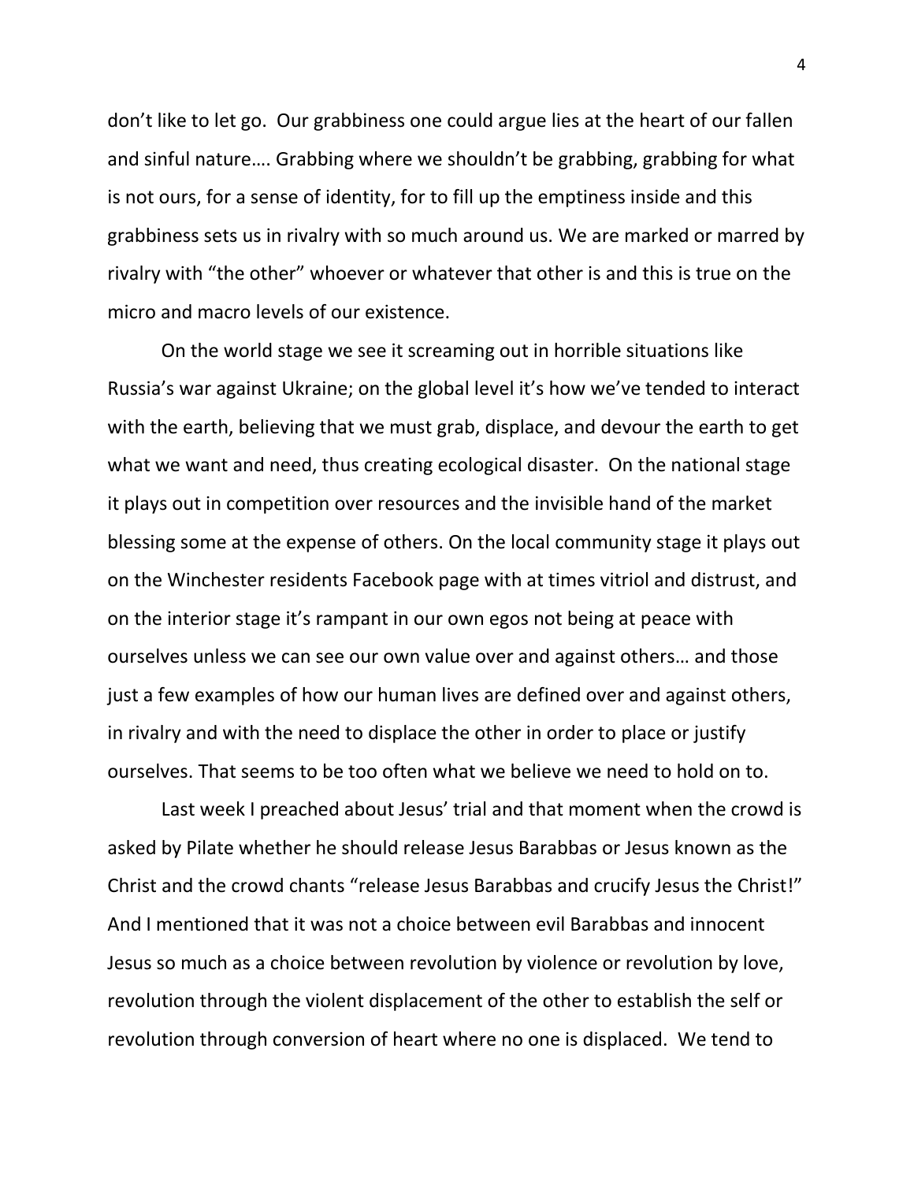don't like to let go. Our grabbiness one could argue lies at the heart of our fallen and sinful nature…. Grabbing where we shouldn't be grabbing, grabbing for what is not ours, for a sense of identity, for to fill up the emptiness inside and this grabbiness sets us in rivalry with so much around us. We are marked or marred by rivalry with "the other" whoever or whatever that other is and this is true on the micro and macro levels of our existence.

On the world stage we see it screaming out in horrible situations like Russia's war against Ukraine; on the global level it's how we've tended to interact with the earth, believing that we must grab, displace, and devour the earth to get what we want and need, thus creating ecological disaster. On the national stage it plays out in competition over resources and the invisible hand of the market blessing some at the expense of others. On the local community stage it plays out on the Winchester residents Facebook page with at times vitriol and distrust, and on the interior stage it's rampant in our own egos not being at peace with ourselves unless we can see our own value over and against others… and those just a few examples of how our human lives are defined over and against others, in rivalry and with the need to displace the other in order to place or justify ourselves. That seems to be too often what we believe we need to hold on to.

Last week I preached about Jesus' trial and that moment when the crowd is asked by Pilate whether he should release Jesus Barabbas or Jesus known as the Christ and the crowd chants "release Jesus Barabbas and crucify Jesus the Christ!" And I mentioned that it was not a choice between evil Barabbas and innocent Jesus so much as a choice between revolution by violence or revolution by love, revolution through the violent displacement of the other to establish the self or revolution through conversion of heart where no one is displaced. We tend to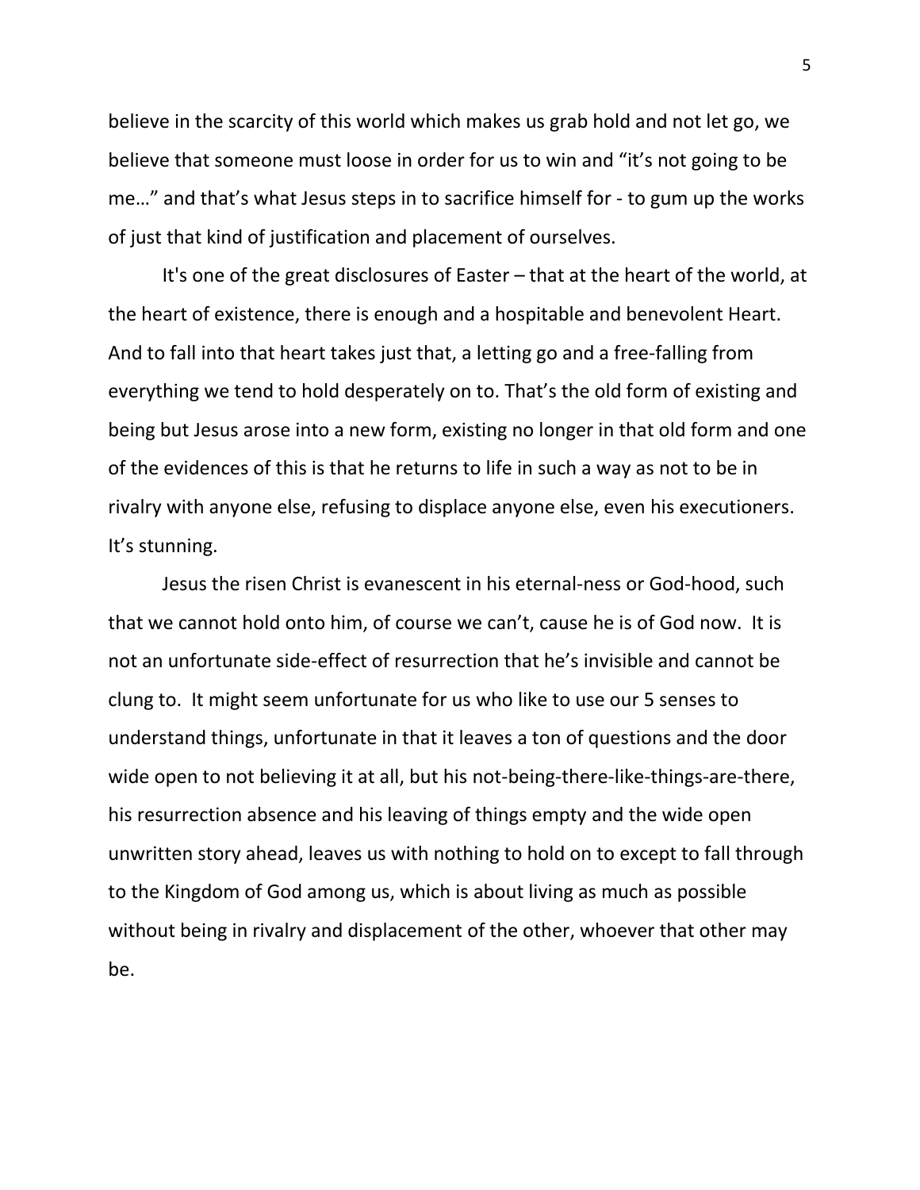believe in the scarcity of this world which makes us grab hold and not let go, we believe that someone must loose in order for us to win and "it's not going to be me…" and that's what Jesus steps in to sacrifice himself for - to gum up the works of just that kind of justification and placement of ourselves.

It's one of the great disclosures of Easter – that at the heart of the world, at the heart of existence, there is enough and a hospitable and benevolent Heart. And to fall into that heart takes just that, a letting go and a free-falling from everything we tend to hold desperately on to. That's the old form of existing and being but Jesus arose into a new form, existing no longer in that old form and one of the evidences of this is that he returns to life in such a way as not to be in rivalry with anyone else, refusing to displace anyone else, even his executioners. It's stunning.

Jesus the risen Christ is evanescent in his eternal-ness or God-hood, such that we cannot hold onto him, of course we can't, cause he is of God now. It is not an unfortunate side-effect of resurrection that he's invisible and cannot be clung to. It might seem unfortunate for us who like to use our 5 senses to understand things, unfortunate in that it leaves a ton of questions and the door wide open to not believing it at all, but his not-being-there-like-things-are-there, his resurrection absence and his leaving of things empty and the wide open unwritten story ahead, leaves us with nothing to hold on to except to fall through to the Kingdom of God among us, which is about living as much as possible without being in rivalry and displacement of the other, whoever that other may be.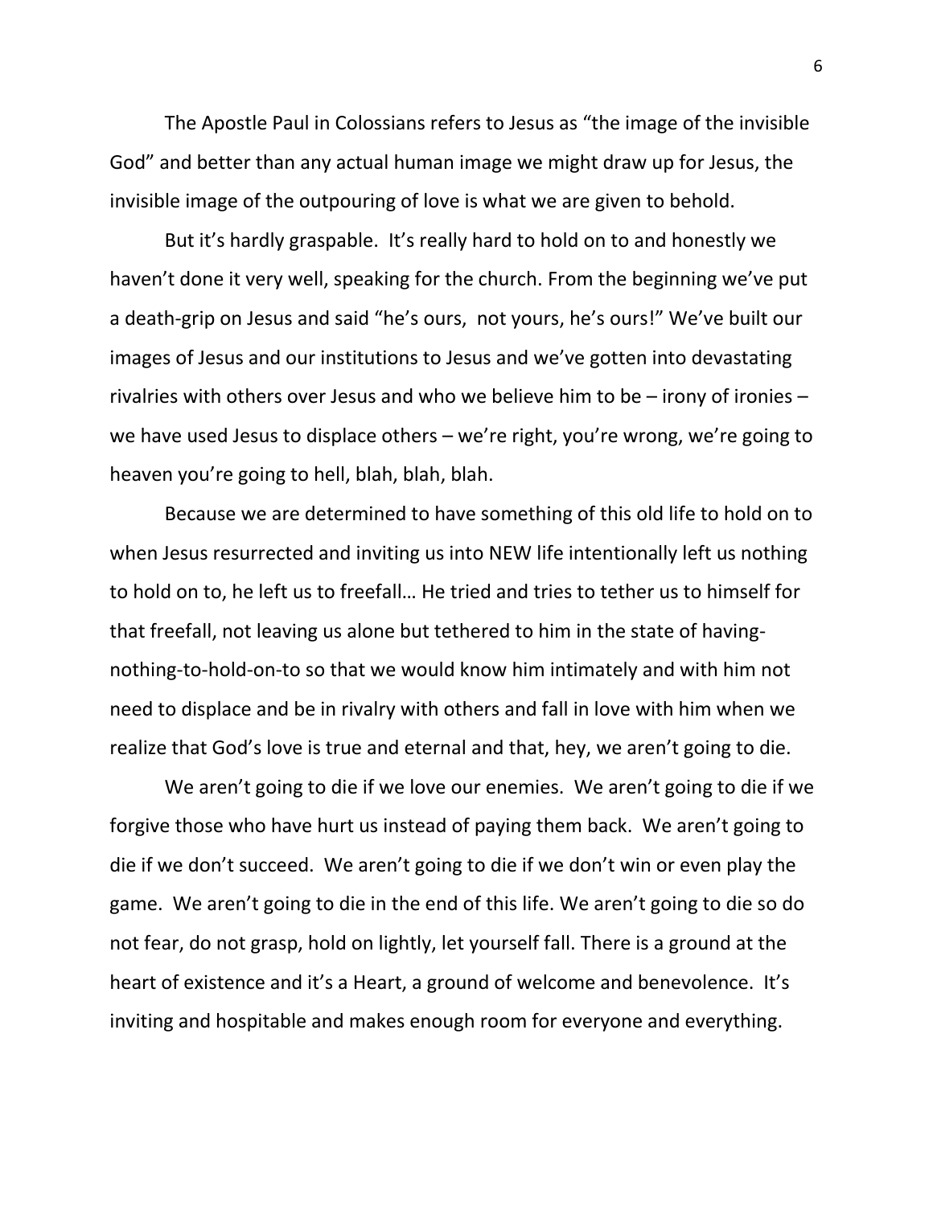The Apostle Paul in Colossians refers to Jesus as "the image of the invisible God" and better than any actual human image we might draw up for Jesus, the invisible image of the outpouring of love is what we are given to behold.

But it's hardly graspable. It's really hard to hold on to and honestly we haven't done it very well, speaking for the church. From the beginning we've put a death-grip on Jesus and said "he's ours, not yours, he's ours!" We've built our images of Jesus and our institutions to Jesus and we've gotten into devastating rivalries with others over Jesus and who we believe him to be – irony of ironies – we have used Jesus to displace others – we're right, you're wrong, we're going to heaven you're going to hell, blah, blah, blah.

Because we are determined to have something of this old life to hold on to when Jesus resurrected and inviting us into NEW life intentionally left us nothing to hold on to, he left us to freefall… He tried and tries to tether us to himself for that freefall, not leaving us alone but tethered to him in the state of having-nothing-to-hold-on-to so that we would know him intimately and with him not need to displace and be in rivalry with others and fall in love with him when we realize that God's love is true and eternal and that, hey, we aren't going to die.

We aren't going to die if we love our enemies. We aren't going to die if we forgive those who have hurt us instead of paying them back. We aren't going to die if we don't succeed. We aren't going to die if we don't win or even play the game. We aren't going to die in the end of this life. We aren't going to die so do not fear, do not grasp, hold on lightly, let yourself fall. There is a ground at the heart of existence and it's a Heart, a ground of welcome and benevolence. It's inviting and hospitable and makes enough room for everyone and everything.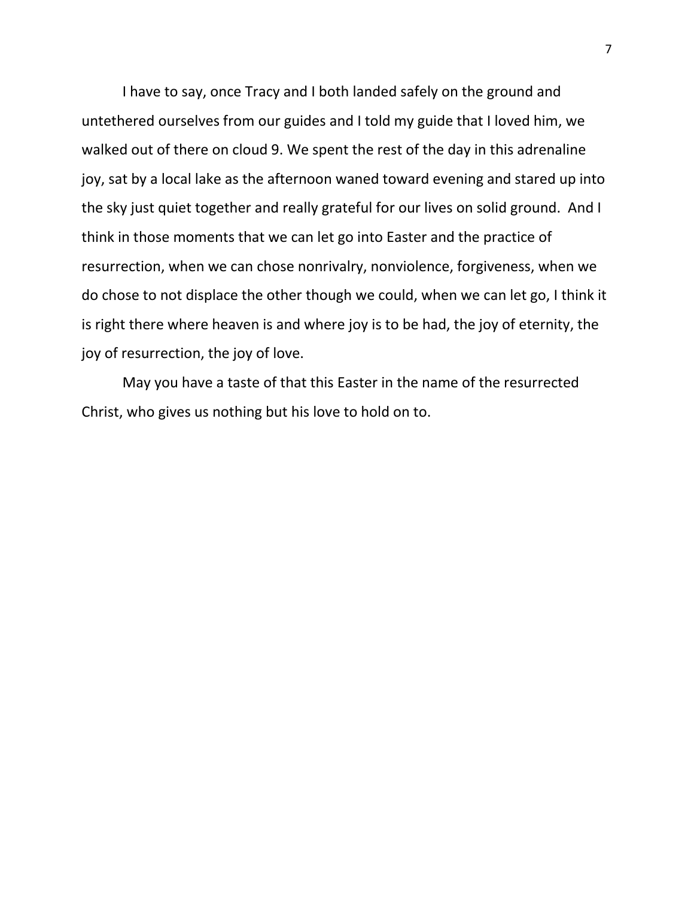I have to say, once Tracy and I both landed safely on the ground and untethered ourselves from our guides and I told my guide that I loved him, we walked out of there on cloud 9. We spent the rest of the day in this adrenaline joy, sat by a local lake as the afternoon waned toward evening and stared up into the sky just quiet together and really grateful for our lives on solid ground. And I think in those moments that we can let go into Easter and the practice of resurrection, when we can chose nonrivalry, nonviolence, forgiveness, when we do chose to not displace the other though we could, when we can let go, I think it is right there where heaven is and where joy is to be had, the joy of eternity, the joy of resurrection, the joy of love.

May you have a taste of that this Easter in the name of the resurrected Christ, who gives us nothing but his love to hold on to.